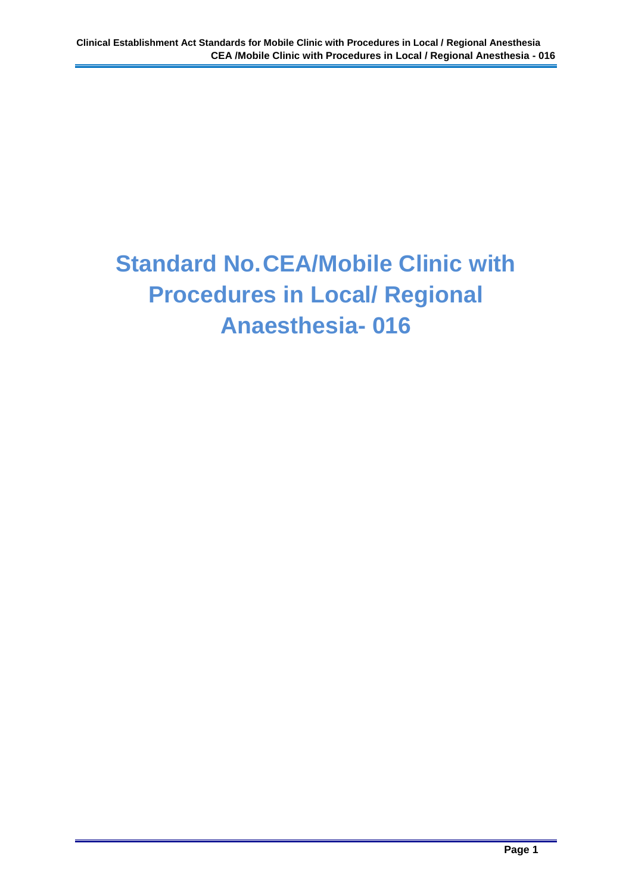# Standard No.CEA/Mobile Clinic with Procedures in Local/ Regional Anaesthesia- 016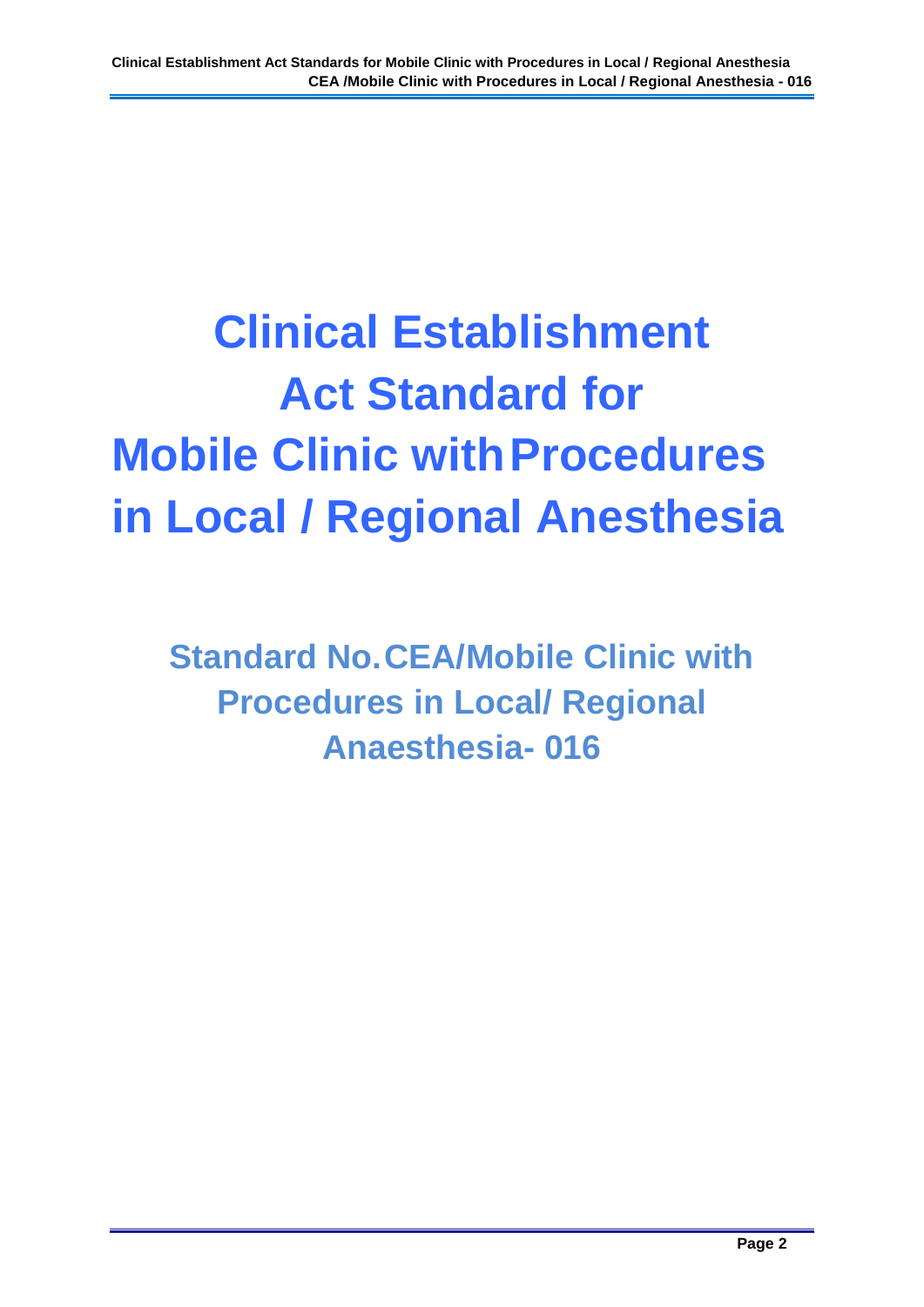# Clinical Establishment Act Standard for Mobile Clinic with Procedures in Local / Regional Anesthesia

## Standard No. CEA/Mobile Clinic with Procedures in Local/ Regional Anaesthesia- 016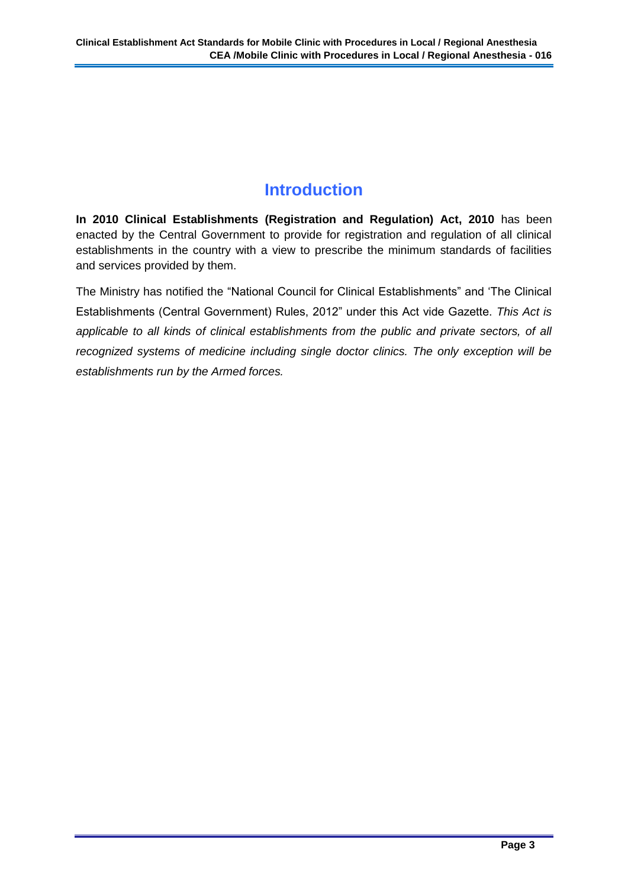# Introduction

**In 2010 Clinical Establishments (Registration and Regulation) Act, 2010** has been enacted by the Central Government to provide for registration and regulation of all clinical establishments in the country with a view to prescribe the minimum standards of facilities and services provided by them.

The Ministry has notified the "National Council for Clinical Establishments" and 'The Clinical Establishments (Central Government) Rules, 2012" under this Act vide Gazette. *This Act is applicable to all kinds of clinical establishments from the public and private sectors, of all recognized systems of medicine including single doctor clinics. The only exception will be establishments run by the Armed forces.*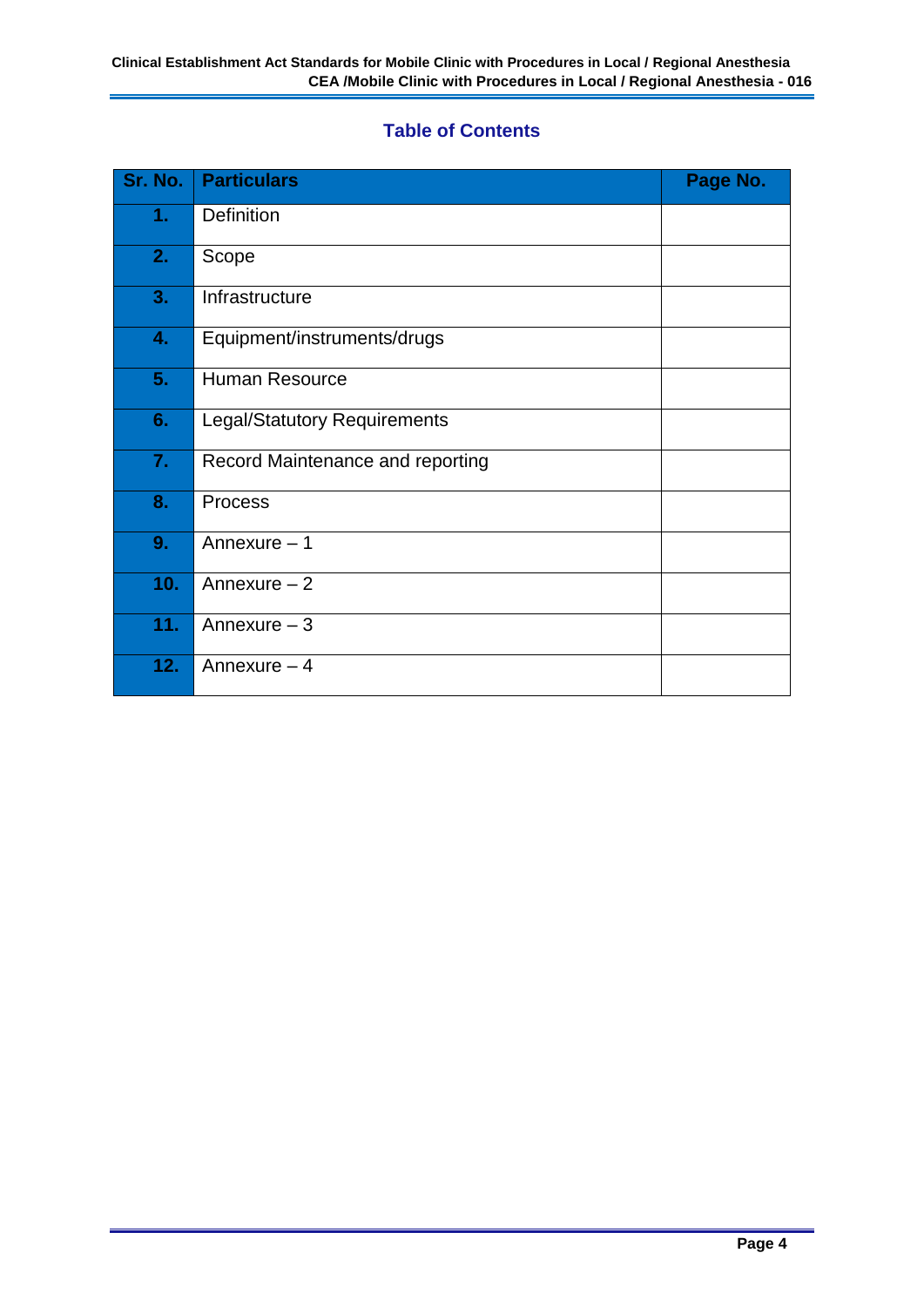## Table of Contents

| Sr. No. | Particulars | Page No. |
|---|---|---|
| 1. | Definition | |
| 2. | Scope | |
| 3. | Infrastructure | |
| 4. | Equipment/instruments/drugs | |
| 5. | Human Resource | |
| 6. | Legal/Statutory Requirements | |
| 7. | Record Maintenance and reporting | |
| 8. | Process | |
| 9. | Annexure – 1 | |
| 10. | Annexure – 2 | |
| 11. | Annexure – 3 | |
| 12. | Annexure – 4 | |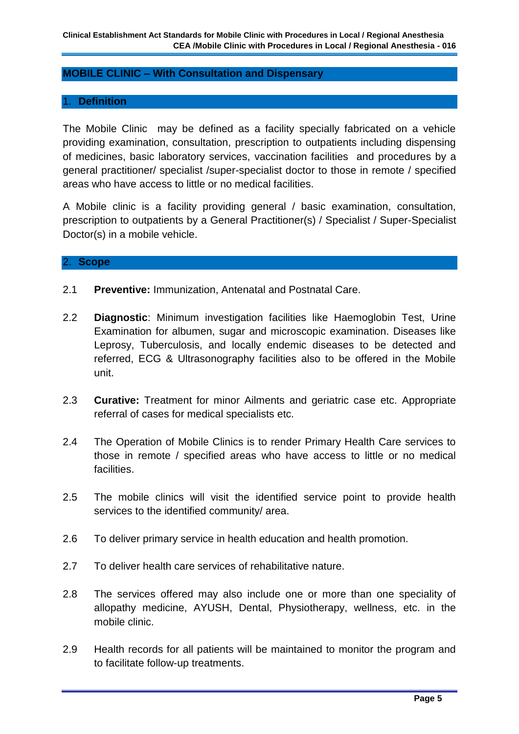## MOBILE CLINIC – With Consultation and Dispensary

### 1. Definition

The Mobile Clinic may be defined as a facility specially fabricated on a vehicle providing examination, consultation, prescription to outpatients including dispensing of medicines, basic laboratory services, vaccination facilities and procedures by a general practitioner/ specialist /super-specialist doctor to those in remote / specified areas who have access to little or no medical facilities.

A Mobile clinic is a facility providing general / basic examination, consultation, prescription to outpatients by a General Practitioner(s) / Specialist / Super-Specialist Doctor(s) in a mobile vehicle.

### 2. Scope

2.1 **Preventive:** Immunization, Antenatal and Postnatal Care.

2.2 **Diagnostic**: Minimum investigation facilities like Haemoglobin Test, Urine Examination for albumen, sugar and microscopic examination. Diseases like Leprosy, Tuberculosis, and locally endemic diseases to be detected and referred, ECG & Ultrasonography facilities also to be offered in the Mobile unit.

2.3 **Curative:** Treatment for minor Ailments and geriatric case etc. Appropriate referral of cases for medical specialists etc.

2.4 The Operation of Mobile Clinics is to render Primary Health Care services to those in remote / specified areas who have access to little or no medical facilities.

2.5 The mobile clinics will visit the identified service point to provide health services to the identified community/ area.

2.6 To deliver primary service in health education and health promotion.

2.7 To deliver health care services of rehabilitative nature.

2.8 The services offered may also include one or more than one speciality of allopathy medicine, AYUSH, Dental, Physiotherapy, wellness, etc. in the mobile clinic.

2.9 Health records for all patients will be maintained to monitor the program and to facilitate follow-up treatments.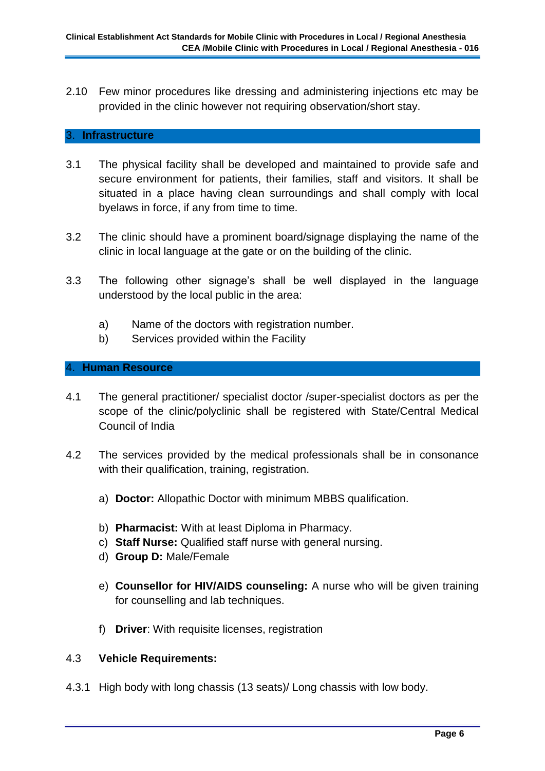2.10 Few minor procedures like dressing and administering injections etc may be provided in the clinic however not requiring observation/short stay.

## 3. Infrastructure

3.1 The physical facility shall be developed and maintained to provide safe and secure environment for patients, their families, staff and visitors. It shall be situated in a place having clean surroundings and shall comply with local byelaws in force, if any from time to time.

3.2 The clinic should have a prominent board/signage displaying the name of the clinic in local language at the gate or on the building of the clinic.

3.3 The following other signage's shall be well displayed in the language understood by the local public in the area:

a) Name of the doctors with registration number.
b) Services provided within the Facility

## 4. Human Resource

4.1 The general practitioner/ specialist doctor /super-specialist doctors as per the scope of the clinic/polyclinic shall be registered with State/Central Medical Council of India

4.2 The services provided by the medical professionals shall be in consonance with their qualification, training, registration.

a) **Doctor:** Allopathic Doctor with minimum MBBS qualification.

b) **Pharmacist:** With at least Diploma in Pharmacy.
c) **Staff Nurse:** Qualified staff nurse with general nursing.
d) **Group D:** Male/Female

e) **Counsellor for HIV/AIDS counseling:** A nurse who will be given training for counselling and lab techniques.

f) **Driver**: With requisite licenses, registration

4.3 **Vehicle Requirements:**

4.3.1 High body with long chassis (13 seats)/ Long chassis with low body.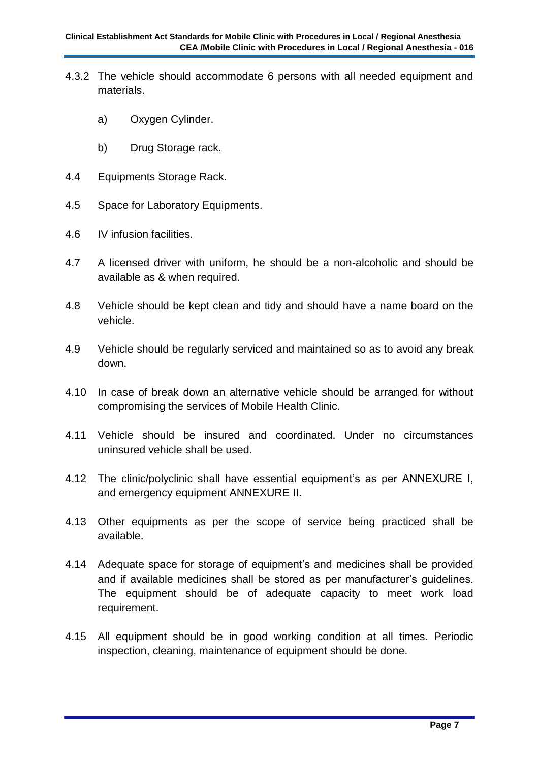4.3.2 The vehicle should accommodate 6 persons with all needed equipment and materials.

a) Oxygen Cylinder.

b) Drug Storage rack.

4.4 Equipments Storage Rack.

4.5 Space for Laboratory Equipments.

4.6 IV infusion facilities.

4.7 A licensed driver with uniform, he should be a non-alcoholic and should be available as & when required.

4.8 Vehicle should be kept clean and tidy and should have a name board on the vehicle.

4.9 Vehicle should be regularly serviced and maintained so as to avoid any break down.

4.10 In case of break down an alternative vehicle should be arranged for without compromising the services of Mobile Health Clinic.

4.11 Vehicle should be insured and coordinated. Under no circumstances uninsured vehicle shall be used.

4.12 The clinic/polyclinic shall have essential equipment's as per ANNEXURE I, and emergency equipment ANNEXURE II.

4.13 Other equipments as per the scope of service being practiced shall be available.

4.14 Adequate space for storage of equipment's and medicines shall be provided and if available medicines shall be stored as per manufacturer's guidelines. The equipment should be of adequate capacity to meet work load requirement.

4.15 All equipment should be in good working condition at all times. Periodic inspection, cleaning, maintenance of equipment should be done.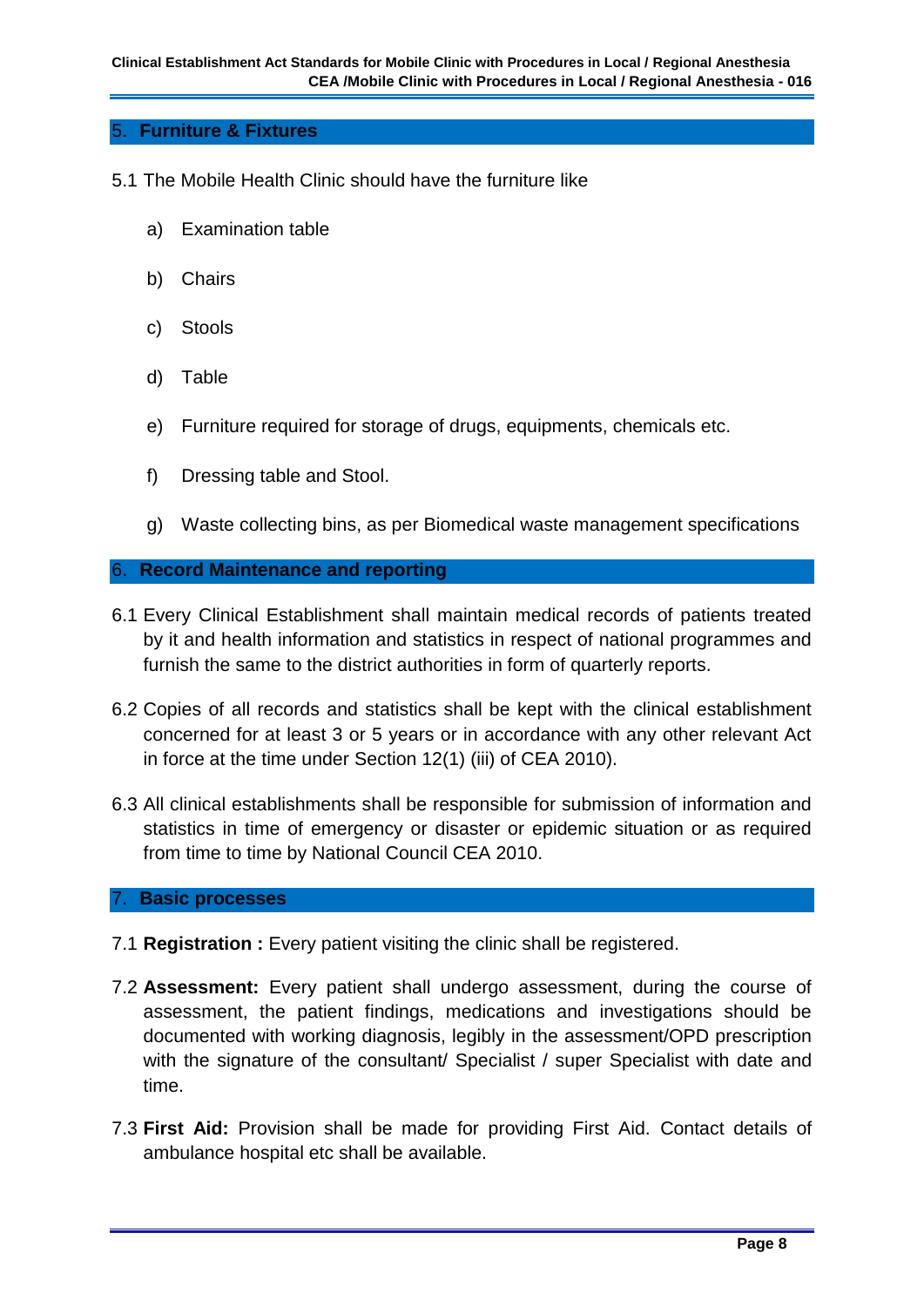## 5. Furniture & Fixtures

5.1 The Mobile Health Clinic should have the furniture like

a) Examination table

b) Chairs

c) Stools

d) Table

e) Furniture required for storage of drugs, equipments, chemicals etc.

f) Dressing table and Stool.

g) Waste collecting bins, as per Biomedical waste management specifications

## 6. Record Maintenance and reporting

6.1 Every Clinical Establishment shall maintain medical records of patients treated by it and health information and statistics in respect of national programmes and furnish the same to the district authorities in form of quarterly reports.

6.2 Copies of all records and statistics shall be kept with the clinical establishment concerned for at least 3 or 5 years or in accordance with any other relevant Act in force at the time under Section 12(1) (iii) of CEA 2010).

6.3 All clinical establishments shall be responsible for submission of information and statistics in time of emergency or disaster or epidemic situation or as required from time to time by National Council CEA 2010.

## 7. Basic processes

7.1 **Registration :** Every patient visiting the clinic shall be registered.

7.2 **Assessment:** Every patient shall undergo assessment, during the course of assessment, the patient findings, medications and investigations should be documented with working diagnosis, legibly in the assessment/OPD prescription with the signature of the consultant/ Specialist / super Specialist with date and time.

7.3 **First Aid:** Provision shall be made for providing First Aid. Contact details of ambulance hospital etc shall be available.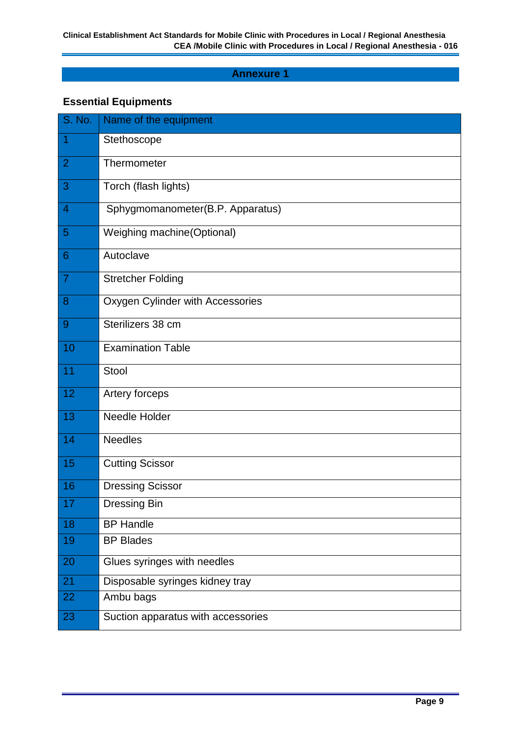## Annexure 1

### Essential Equipments

| S. No. | Name of the equipment |
|---|---|
| 1 | Stethoscope |
| 2 | Thermometer |
| 3 | Torch (flash lights) |
| 4 | Sphygmomanometer(B.P. Apparatus) |
| 5 | Weighing machine(Optional) |
| 6 | Autoclave |
| 7 | Stretcher Folding |
| 8 | Oxygen Cylinder with Accessories |
| 9 | Sterilizers 38 cm |
| 10 | Examination Table |
| 11 | Stool |
| 12 | Artery forceps |
| 13 | Needle Holder |
| 14 | Needles |
| 15 | Cutting Scissor |
| 16 | Dressing Scissor |
| 17 | Dressing Bin |
| 18 | BP Handle |
| 19 | BP Blades |
| 20 | Glues syringes with needles |
| 21 | Disposable syringes kidney tray |
| 22 | Ambu bags |
| 23 | Suction apparatus with accessories |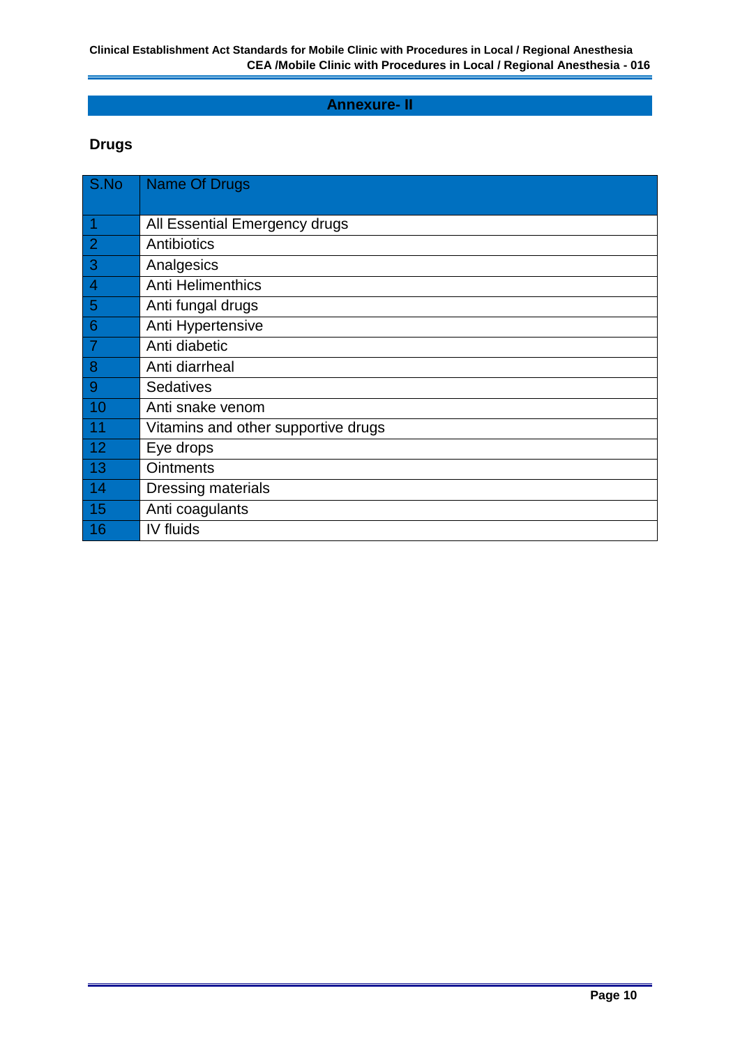## Annexure- II

### Drugs

| S.No | Name Of Drugs |
|---|---|
| 1 | All Essential Emergency drugs |
| 2 | Antibiotics |
| 3 | Analgesics |
| 4 | Anti Helimenthics |
| 5 | Anti fungal drugs |
| 6 | Anti Hypertensive |
| 7 | Anti diabetic |
| 8 | Anti diarrheal |
| 9 | Sedatives |
| 10 | Anti snake venom |
| 11 | Vitamins and other supportive drugs |
| 12 | Eye drops |
| 13 | Ointments |
| 14 | Dressing materials |
| 15 | Anti coagulants |
| 16 | IV fluids |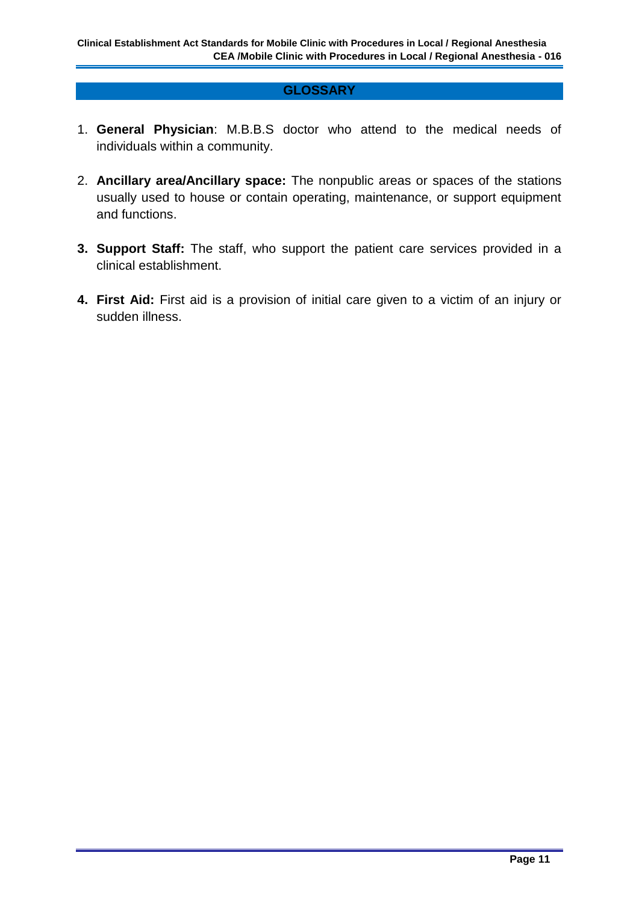## GLOSSARY

1. **General Physician**: M.B.B.S doctor who attend to the medical needs of individuals within a community.
2. **Ancillary area/Ancillary space:** The nonpublic areas or spaces of the stations usually used to house or contain operating, maintenance, or support equipment and functions.
3. **Support Staff:** The staff, who support the patient care services provided in a clinical establishment.
4. **First Aid:** First aid is a provision of initial care given to a victim of an injury or sudden illness.